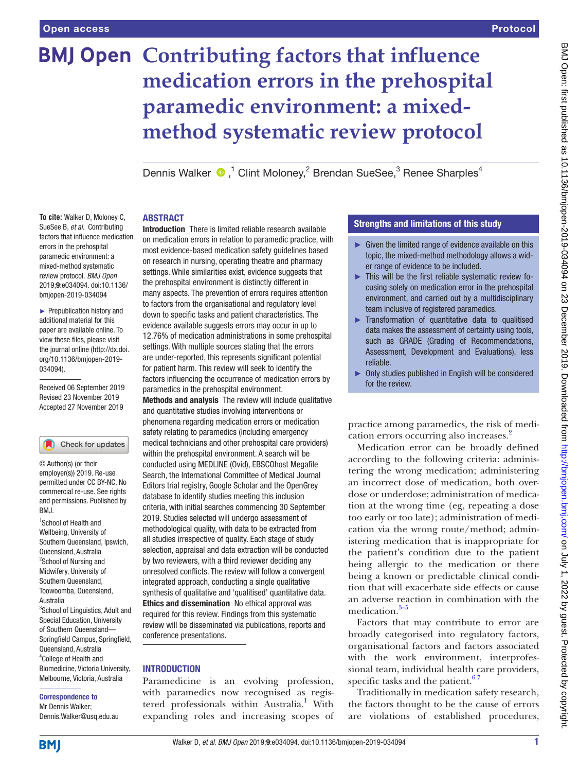Open access

Protocol

# Contributing factors that influence medication errors in the prehospital paramedic environment: a mixed-method systematic review protocol

Dennis Walker,[1] Clint Moloney,[2] Brendan SueSee,[3] Renee Sharples[4]

**To cite:** Walker D, Moloney C, SueSee B, *et al*. Contributing factors that influence medication errors in the prehospital paramedic environment: a mixed-method systematic review protocol. *BMJ Open* 2019;**9**:e034094. doi:10.1136/bmjopen-2019-034094

► Prepublication history and additional material for this paper are available online. To view these files, please visit the journal online (http://dx.doi.org/10.1136/bmjopen-2019-034094).

Received 06 September 2019
Revised 23 November 2019
Accepted 27 November 2019

© Author(s) (or their employer(s)) 2019. Re-use permitted under CC BY-NC. No commercial re-use. See rights and permissions. Published by BMJ.

[1]School of Health and Wellbeing, University of Southern Queensland, Ipswich, Queensland, Australia
[2]School of Nursing and Midwifery, University of Southern Queensland, Toowoomba, Queensland, Australia
[3]School of Linguistics, Adult and Special Education, University of Southern Queensland—Springfield Campus, Springfield, Queensland, Australia
[4]College of Health and Biomedicine, Victoria University, Melbourne, Victoria, Australia

**Correspondence to**
Mr Dennis Walker;
Dennis.Walker@usq.edu.au

## ABSTRACT

**Introduction** There is limited reliable research available on medication errors in relation to paramedic practice, with most evidence-based medication safety guidelines based on research in nursing, operating theatre and pharmacy settings. While similarities exist, evidence suggests that the prehospital environment is distinctly different in many aspects. The prevention of errors requires attention to factors from the organisational and regulatory level down to specific tasks and patient characteristics. The evidence available suggests errors may occur in up to 12.76% of medication administrations in some prehospital settings. With multiple sources stating that the errors are under-reported, this represents significant potential for patient harm. This review will seek to identify the factors influencing the occurrence of medication errors by paramedics in the prehospital environment.

**Methods and analysis** The review will include qualitative and quantitative studies involving interventions or phenomena regarding medication errors or medication safety relating to paramedics (including emergency medical technicians and other prehospital care providers) within the prehospital environment. A search will be conducted using MEDLINE (Ovid), EBSCOhost Megafile Search, the International Committee of Medical Journal Editors trial registry, Google Scholar and the OpenGrey database to identify studies meeting this inclusion criteria, with initial searches commencing 30 September 2019. Studies selected will undergo assessment of methodological quality, with data to be extracted from all studies irrespective of quality. Each stage of study selection, appraisal and data extraction will be conducted by two reviewers, with a third reviewer deciding any unresolved conflicts. The review will follow a convergent integrated approach, conducting a single qualitative synthesis of qualitative and 'qualitised' quantitative data.

**Ethics and dissemination** No ethical approval was required for this review. Findings from this systematic review will be disseminated via publications, reports and conference presentations.

### Strengths and limitations of this study

- ► Given the limited range of evidence available on this topic, the mixed-method methodology allows a wider range of evidence to be included.
- ► This will be the first reliable systematic review focusing solely on medication error in the prehospital environment, and carried out by a multidisciplinary team inclusive of registered paramedics.
- ► Transformation of quantitative data to qualitised data makes the assessment of certainty using tools, such as GRADE (Grading of Recommendations, Assessment, Development and Evaluations), less reliable.
- ► Only studies published in English will be considered for the review.

## INTRODUCTION

Paramedicine is an evolving profession, with paramedics now recognised as registered professionals within Australia.[1] With expanding roles and increasing scopes of practice among paramedics, the risk of medication errors occurring also increases.[2]

Medication error can be broadly defined according to the following criteria: administering the wrong medication; administering an incorrect dose of medication, both overdose or underdose; administration of medication at the wrong time (eg, repeating a dose too early or too late); administration of medication via the wrong route/method; administering medication that is inappropriate for the patient's condition due to the patient being allergic to the medication or there being a known or predictable clinical condition that will exacerbate side effects or cause an adverse reaction in combination with the medication.[3–5]

Factors that may contribute to error are broadly categorised into regulatory factors, organisational factors and factors associated with the work environment, interprofessional team, individual health care providers, specific tasks and the patient.[6 7]

Traditionally in medication safety research, the factors thought to be the cause of errors are violations of established procedures,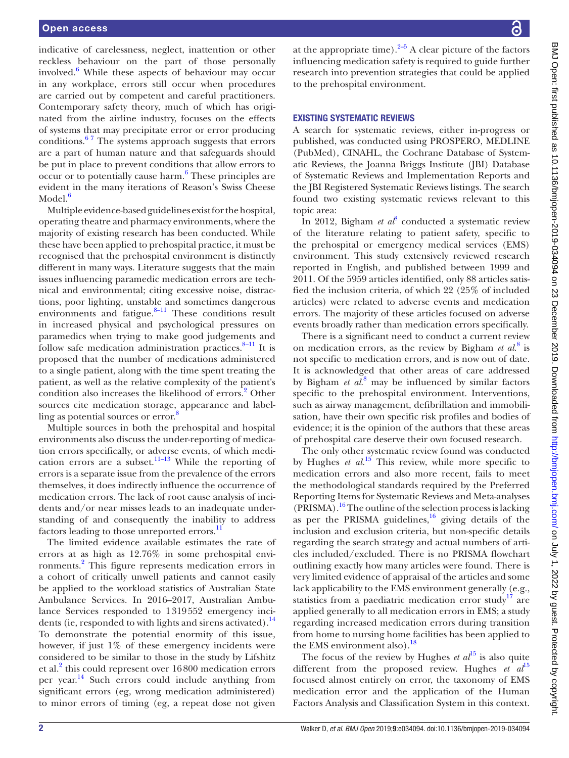indicative of carelessness, neglect, inattention or other reckless behaviour on the part of those personally involved.[6] While these aspects of behaviour may occur in any workplace, errors still occur when procedures are carried out by competent and careful practitioners. Contemporary safety theory, much of which has originated from the airline industry, focuses on the effects of systems that may precipitate error or error producing conditions.[6 7] The systems approach suggests that errors are a part of human nature and that safeguards should be put in place to prevent conditions that allow errors to occur or to potentially cause harm.[6] These principles are evident in the many iterations of Reason's Swiss Cheese Model.[6]

Multiple evidence-based guidelines exist for the hospital, operating theatre and pharmacy environments, where the majority of existing research has been conducted. While these have been applied to prehospital practice, it must be recognised that the prehospital environment is distinctly different in many ways. Literature suggests that the main issues influencing paramedic medication errors are technical and environmental; citing excessive noise, distractions, poor lighting, unstable and sometimes dangerous environments and fatigue.[8–11] These conditions result in increased physical and psychological pressures on paramedics when trying to make good judgements and follow safe medication administration practices.[8–11] It is proposed that the number of medications administered to a single patient, along with the time spent treating the patient, as well as the relative complexity of the patient's condition also increases the likelihood of errors.[2] Other sources cite medication storage, appearance and labelling as potential sources or error.[8]

Multiple sources in both the prehospital and hospital environments also discuss the under-reporting of medication errors specifically, or adverse events, of which medication errors are a subset.[11–13] While the reporting of errors is a separate issue from the prevalence of the errors themselves, it does indirectly influence the occurrence of medication errors. The lack of root cause analysis of incidents and/or near misses leads to an inadequate understanding of and consequently the inability to address factors leading to those unreported errors.[11]

The limited evidence available estimates the rate of errors at as high as 12.76% in some prehospital environments.[2] This figure represents medication errors in a cohort of critically unwell patients and cannot easily be applied to the workload statistics of Australian State Ambulance Services. In 2016–2017, Australian Ambulance Services responded to 1 319 552 emergency incidents (ie, responded to with lights and sirens activated).[14] To demonstrate the potential enormity of this issue, however, if just 1% of these emergency incidents were considered to be similar to those in the study by Lifshitz et al.[2] this could represent over 16 800 medication errors per year.[14] Such errors could include anything from significant errors (eg, wrong medication administered) to minor errors of timing (eg, a repeat dose not given at the appropriate time).[2–5] A clear picture of the factors influencing medication safety is required to guide further research into prevention strategies that could be applied to the prehospital environment.

## Existing systematic reviews

A search for systematic reviews, either in-progress or published, was conducted using PROSPERO, MEDLINE (PubMed), CINAHL, the Cochrane Database of Systematic Reviews, the Joanna Briggs Institute (JBI) Database of Systematic Reviews and Implementation Reports and the JBI Registered Systematic Reviews listings. The search found two existing systematic reviews relevant to this topic area:

In 2012, Bigham *et al*[8] conducted a systematic review of the literature relating to patient safety, specific to the prehospital or emergency medical services (EMS) environment. This study extensively reviewed research reported in English, and published between 1999 and 2011. Of the 5959 articles identified, only 88 articles satisfied the inclusion criteria, of which 22 (25% of included articles) were related to adverse events and medication errors. The majority of these articles focused on adverse events broadly rather than medication errors specifically.

There is a significant need to conduct a current review on medication errors, as the review by Bigham *et al*.[8] is not specific to medication errors, and is now out of date. It is acknowledged that other areas of care addressed by Bigham *et al*.[8] may be influenced by similar factors specific to the prehospital environment. Interventions, such as airway management, defibrillation and immobilisation, have their own specific risk profiles and bodies of evidence; it is the opinion of the authors that these areas of prehospital care deserve their own focused research.

The only other systematic review found was conducted by Hughes *et al*.[15] This review, while more specific to medication errors and also more recent, fails to meet the methodological standards required by the Preferred Reporting Items for Systematic Reviews and Meta-analyses (PRISMA).[16] The outline of the selection process is lacking as per the PRISMA guidelines,[16] giving details of the inclusion and exclusion criteria, but non-specific details regarding the search strategy and actual numbers of articles included/excluded. There is no PRISMA flowchart outlining exactly how many articles were found. There is very limited evidence of appraisal of the articles and some lack applicability to the EMS environment generally (e.g., statistics from a paediatric medication error study[17] are applied generally to all medication errors in EMS; a study regarding increased medication errors during transition from home to nursing home facilities has been applied to the EMS environment also).[18]

The focus of the review by Hughes *et al*[15] is also quite different from the proposed review. Hughes *et al*[15] focused almost entirely on error, the taxonomy of EMS medication error and the application of the Human Factors Analysis and Classification System in this context.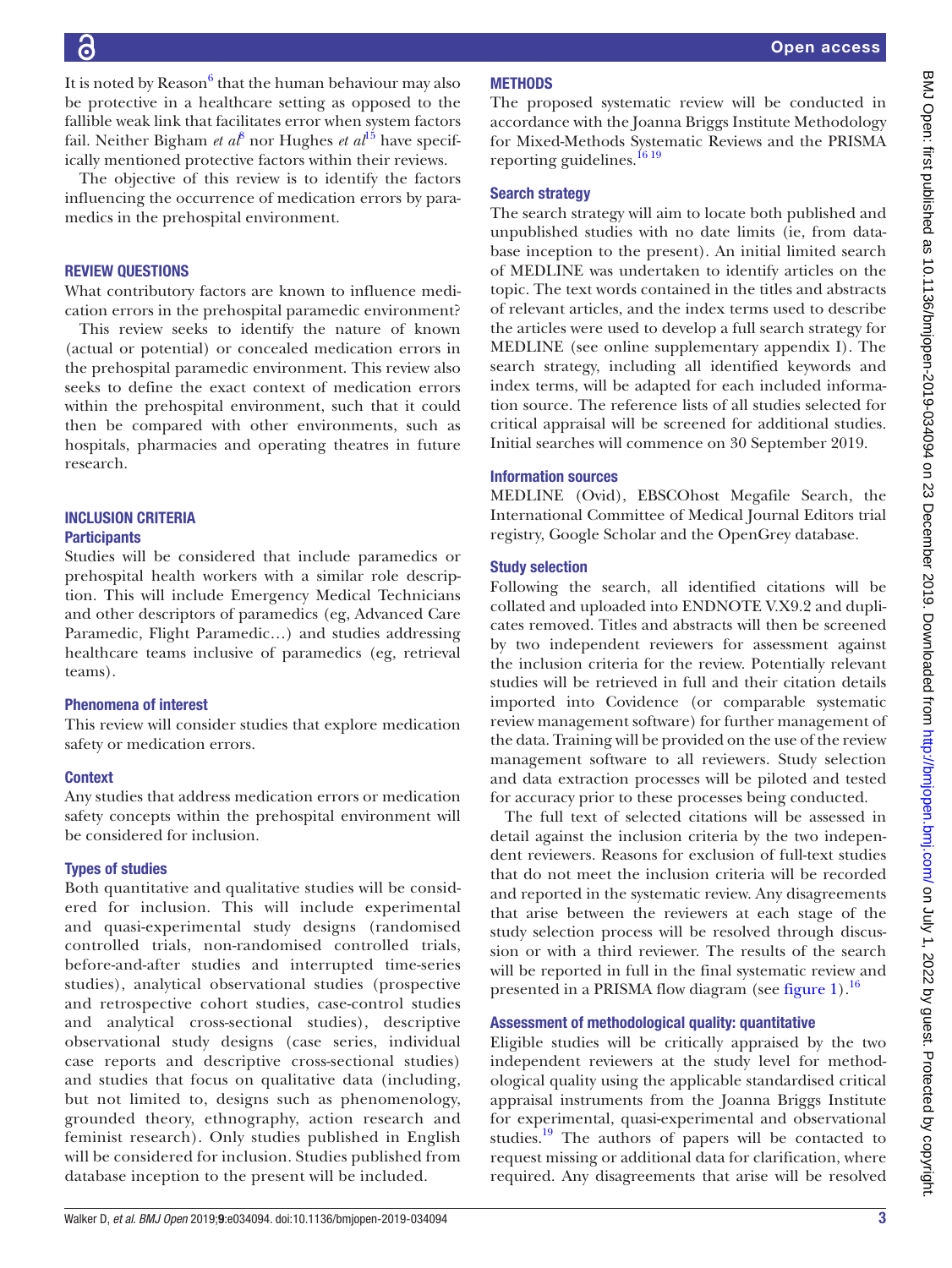It is noted by Reason[6] that the human behaviour may also be protective in a healthcare setting as opposed to the fallible weak link that facilitates error when system factors fail. Neither Bigham *et al*[8] nor Hughes *et al*[15] have specifically mentioned protective factors within their reviews.

The objective of this review is to identify the factors influencing the occurrence of medication errors by paramedics in the prehospital environment.

## REVIEW QUESTIONS

What contributory factors are known to influence medication errors in the prehospital paramedic environment?

This review seeks to identify the nature of known (actual or potential) or concealed medication errors in the prehospital paramedic environment. This review also seeks to define the exact context of medication errors within the prehospital environment, such that it could then be compared with other environments, such as hospitals, pharmacies and operating theatres in future research.

## INCLUSION CRITERIA

### Participants

Studies will be considered that include paramedics or prehospital health workers with a similar role description. This will include Emergency Medical Technicians and other descriptors of paramedics (eg, Advanced Care Paramedic, Flight Paramedic…) and studies addressing healthcare teams inclusive of paramedics (eg, retrieval teams).

### Phenomena of interest

This review will consider studies that explore medication safety or medication errors.

### Context

Any studies that address medication errors or medication safety concepts within the prehospital environment will be considered for inclusion.

### Types of studies

Both quantitative and qualitative studies will be considered for inclusion. This will include experimental and quasi-experimental study designs (randomised controlled trials, non-randomised controlled trials, before-and-after studies and interrupted time-series studies), analytical observational studies (prospective and retrospective cohort studies, case-control studies and analytical cross-sectional studies), descriptive observational study designs (case series, individual case reports and descriptive cross-sectional studies) and studies that focus on qualitative data (including, but not limited to, designs such as phenomenology, grounded theory, ethnography, action research and feminist research). Only studies published in English will be considered for inclusion. Studies published from database inception to the present will be included.

## METHODS

The proposed systematic review will be conducted in accordance with the Joanna Briggs Institute Methodology for Mixed-Methods Systematic Reviews and the PRISMA reporting guidelines.[16,19]

### Search strategy

The search strategy will aim to locate both published and unpublished studies with no date limits (ie, from database inception to the present). An initial limited search of MEDLINE was undertaken to identify articles on the topic. The text words contained in the titles and abstracts of relevant articles, and the index terms used to describe the articles were used to develop a full search strategy for MEDLINE (see online supplementary appendix I). The search strategy, including all identified keywords and index terms, will be adapted for each included information source. The reference lists of all studies selected for critical appraisal will be screened for additional studies. Initial searches will commence on 30 September 2019.

### Information sources

MEDLINE (Ovid), EBSCOhost Megafile Search, the International Committee of Medical Journal Editors trial registry, Google Scholar and the OpenGrey database.

### Study selection

Following the search, all identified citations will be collated and uploaded into ENDNOTE V.X9.2 and duplicates removed. Titles and abstracts will then be screened by two independent reviewers for assessment against the inclusion criteria for the review. Potentially relevant studies will be retrieved in full and their citation details imported into Covidence (or comparable systematic review management software) for further management of the data. Training will be provided on the use of the review management software to all reviewers. Study selection and data extraction processes will be piloted and tested for accuracy prior to these processes being conducted.

The full text of selected citations will be assessed in detail against the inclusion criteria by the two independent reviewers. Reasons for exclusion of full-text studies that do not meet the inclusion criteria will be recorded and reported in the systematic review. Any disagreements that arise between the reviewers at each stage of the study selection process will be resolved through discussion or with a third reviewer. The results of the search will be reported in full in the final systematic review and presented in a PRISMA flow diagram (see figure 1).[16]

### Assessment of methodological quality: quantitative

Eligible studies will be critically appraised by the two independent reviewers at the study level for methodological quality using the applicable standardised critical appraisal instruments from the Joanna Briggs Institute for experimental, quasi-experimental and observational studies.[19] The authors of papers will be contacted to request missing or additional data for clarification, where required. Any disagreements that arise will be resolved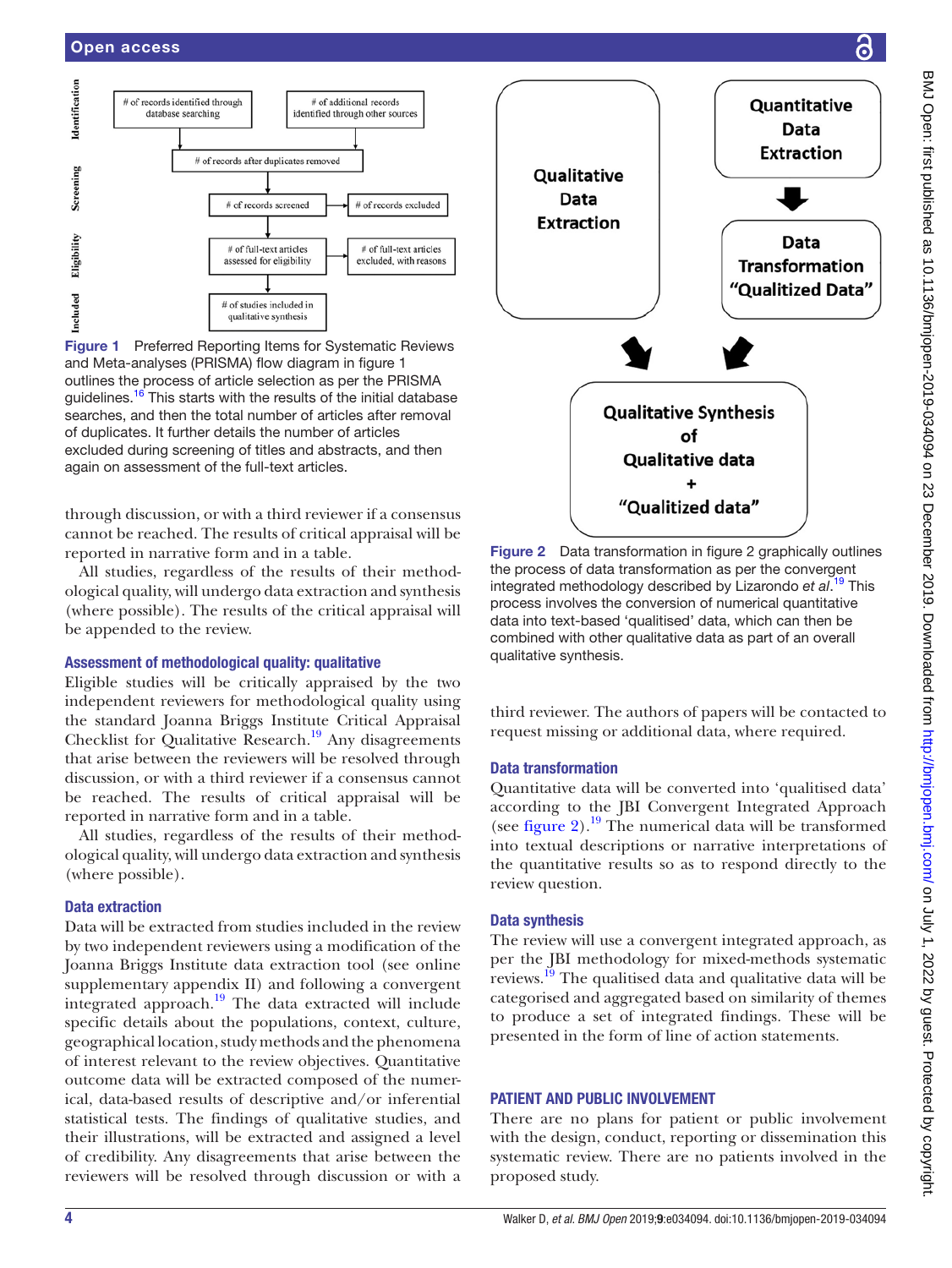Figure 1 Preferred Reporting Items for Systematic Reviews and Meta-analyses (PRISMA) flow diagram in figure 1 outlines the process of article selection as per the PRISMA guidelines.[16] This starts with the results of the initial database searches, and then the total number of articles after removal of duplicates. It further details the number of articles excluded during screening of titles and abstracts, and then again on assessment of the full-text articles.

through discussion, or with a third reviewer if a consensus cannot be reached. The results of critical appraisal will be reported in narrative form and in a table.

All studies, regardless of the results of their methodological quality, will undergo data extraction and synthesis (where possible). The results of the critical appraisal will be appended to the review.

### Assessment of methodological quality: qualitative

Eligible studies will be critically appraised by the two independent reviewers for methodological quality using the standard Joanna Briggs Institute Critical Appraisal Checklist for Qualitative Research.[19] Any disagreements that arise between the reviewers will be resolved through discussion, or with a third reviewer if a consensus cannot be reached. The results of critical appraisal will be reported in narrative form and in a table.

All studies, regardless of the results of their methodological quality, will undergo data extraction and synthesis (where possible).

### Data extraction

Data will be extracted from studies included in the review by two independent reviewers using a modification of the Joanna Briggs Institute data extraction tool (see online supplementary appendix II) and following a convergent integrated approach.[19] The data extracted will include specific details about the populations, context, culture, geographical location, study methods and the phenomena of interest relevant to the review objectives. Quantitative outcome data will be extracted composed of the numerical, data-based results of descriptive and/or inferential statistical tests. The findings of qualitative studies, and their illustrations, will be extracted and assigned a level of credibility. Any disagreements that arise between the reviewers will be resolved through discussion or with a third reviewer. The authors of papers will be contacted to request missing or additional data, where required.

Figure 2 Data transformation in figure 2 graphically outlines the process of data transformation as per the convergent integrated methodology described by Lizarondo *et al*.[19] This process involves the conversion of numerical quantitative data into text-based 'qualitised' data, which can then be combined with other qualitative data as part of an overall qualitative synthesis.

### Data transformation

Quantitative data will be converted into 'qualitised data' according to the JBI Convergent Integrated Approach (see figure 2).[19] The numerical data will be transformed into textual descriptions or narrative interpretations of the quantitative results so as to respond directly to the review question.

### Data synthesis

The review will use a convergent integrated approach, as per the JBI methodology for mixed-methods systematic reviews.[19] The qualitised data and qualitative data will be categorised and aggregated based on similarity of themes to produce a set of integrated findings. These will be presented in the form of line of action statements.

## PATIENT AND PUBLIC INVOLVEMENT

There are no plans for patient or public involvement with the design, conduct, reporting or dissemination this systematic review. There are no patients involved in the proposed study.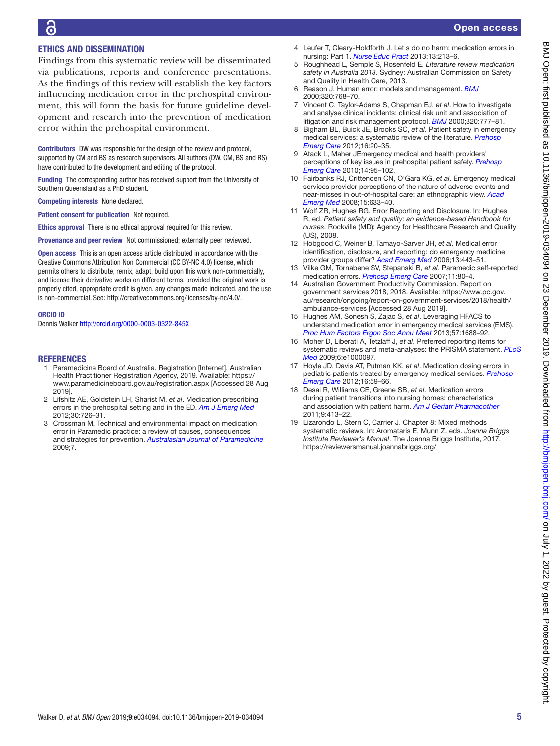## ETHICS AND DISSEMINATION

Findings from this systematic review will be disseminated via publications, reports and conference presentations. As the findings of this review will establish the key factors influencing medication error in the prehospital environment, this will form the basis for future guideline development and research into the prevention of medication error within the prehospital environment.

**Contributors** DW was responsible for the design of the review and protocol, supported by CM and BS as research supervisors. All authors (DW, CM, BS and RS) have contributed to the development and editing of the protocol.

**Funding** The corresponding author has received support from the University of Southern Queensland as a PhD student.

**Competing interests** None declared.

**Patient consent for publication** Not required.

**Ethics approval** There is no ethical approval required for this review.

**Provenance and peer review** Not commissioned; externally peer reviewed.

**Open access** This is an open access article distributed in accordance with the Creative Commons Attribution Non Commercial (CC BY-NC 4.0) license, which permits others to distribute, remix, adapt, build upon this work non-commercially, and license their derivative works on different terms, provided the original work is properly cited, appropriate credit is given, any changes made indicated, and the use is non-commercial. See: http://creativecommons.org/licenses/by-nc/4.0/.

**ORCID iD**

Dennis Walker http://orcid.org/0000-0003-0322-845X

## REFERENCES

1. Paramedicine Board of Australia. Registration [Internet]. Australian Health Practitioner Registration Agency, 2019. Available: https://www.paramedicineboard.gov.au/registration.aspx [Accessed 28 Aug 2019].
2. Lifshitz AE, Goldstein LH, Sharist M, *et al*. Medication prescribing errors in the prehospital setting and in the ED. *Am J Emerg Med* 2012;30:726–31.
3. Crossman M. Technical and environmental impact on medication error in Paramedic practice: a review of causes, consequences and strategies for prevention. *Australasian Journal of Paramedicine* 2009;7.
4. Leufer T, Cleary-Holdforth J. Let's do no harm: medication errors in nursing: Part 1. *Nurse Educ Pract* 2013;13:213–6.
5. Roughhead L, Semple S, Rosenfeld E. *Literature review medication safety in Australia 2013*. Sydney: Australian Commission on Safety and Quality in Health Care, 2013.
6. Reason J. Human error: models and management. *BMJ* 2000;320:768–70.
7. Vincent C, Taylor-Adams S, Chapman EJ, *et al*. How to investigate and analyse clinical incidents: clinical risk unit and association of litigation and risk management protocol. *BMJ* 2000;320:777–81.
8. Bigham BL, Buick JE, Brooks SC, *et al*. Patient safety in emergency medical services: a systematic review of the literature. *Prehosp Emerg Care* 2012;16:20–35.
9. Atack L, Maher JEmergency medical and health providers' perceptions of key issues in prehospital patient safety. *Prehosp Emerg Care* 2010;14:95–102.
10. Fairbanks RJ, Crittenden CN, O'Gara KG, *et al*. Emergency medical services provider perceptions of the nature of adverse events and near-misses in out-of-hospital care: an ethnographic view. *Acad Emerg Med* 2008;15:633–40.
11. Wolf ZR, Hughes RG. Error Reporting and Disclosure. In: Hughes R, ed. *Patient safety and quality: an evidence-based Handbook for nurses*. Rockville (MD): Agency for Healthcare Research and Quality (US), 2008.
12. Hobgood C, Weiner B, Tamayo-Sarver JH, *et al*. Medical error identification, disclosure, and reporting: do emergency medicine provider groups differ? *Acad Emerg Med* 2006;13:443–51.
13. Vilke GM, Tornabene SV, Stepanski B, *et al*. Paramedic self-reported medication errors. *Prehosp Emerg Care* 2007;11:80–4.
14. Australian Government Productivity Commission. Report on government services 2018, 2018. Available: https://www.pc.gov.au/research/ongoing/report-on-government-services/2018/health/ambulance-services [Accessed 28 Aug 2019].
15. Hughes AM, Sonesh S, Zajac S, *et al*. Leveraging HFACS to understand medication error in emergency medical services (EMS). *Proc Hum Factors Ergon Soc Annu Meet* 2013;57:1688–92.
16. Moher D, Liberati A, Tetzlaff J, *et al*. Preferred reporting items for systematic reviews and meta-analyses: the PRISMA statement. *PLoS Med* 2009;6:e1000097.
17. Hoyle JD, Davis AT, Putman KK, *et al*. Medication dosing errors in pediatric patients treated by emergency medical services. *Prehosp Emerg Care* 2012;16:59–66.
18. Desai R, Williams CE, Greene SB, *et al*. Medication errors during patient transitions into nursing homes: characteristics and association with patient harm. *Am J Geriatr Pharmacother* 2011;9:413–22.
19. Lizarondo L, Stern C, Carrier J. Chapter 8: Mixed methods systematic reviews. In: Aromataris E, Munn Z, eds. *Joanna Briggs Institute Reviewer's Manual*. The Joanna Briggs Institute, 2017. https://reviewersmanual.joannabriggs.org/